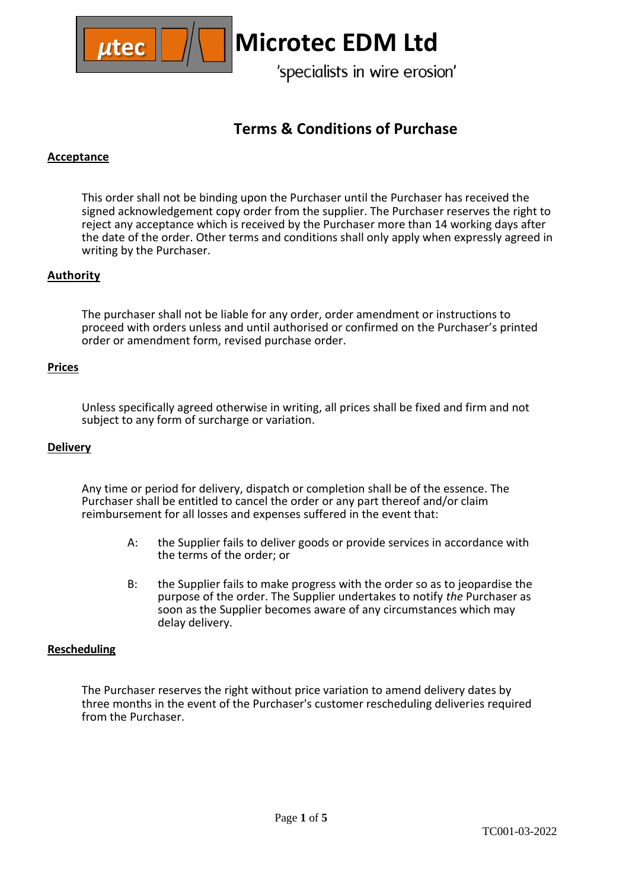# Microtec EDM Ltd

'specialists in wire erosion'

## Terms & Conditions of Purchase

### Acceptance

This order shall not be binding upon the Purchaser until the Purchaser has received the signed acknowledgement copy order from the supplier. The Purchaser reserves the right to reject any acceptance which is received by the Purchaser more than 14 working days after the date of the order. Other terms and conditions shall only apply when expressly agreed in writing by the Purchaser.

### Authority

The purchaser shall not be liable for any order, order amendment or instructions to proceed with orders unless and until authorised or confirmed on the Purchaser's printed order or amendment form, revised purchase order.

### Prices

Unless specifically agreed otherwise in writing, all prices shall be fixed and firm and not subject to any form of surcharge or variation.

### Delivery

Any time or period for delivery, dispatch or completion shall be of the essence. The Purchaser shall be entitled to cancel the order or any part thereof and/or claim reimbursement for all losses and expenses suffered in the event that:

A: the Supplier fails to deliver goods or provide services in accordance with the terms of the order; or

B: the Supplier fails to make progress with the order so as to jeopardise the purpose of the order. The Supplier undertakes to notify *the* Purchaser as soon as the Supplier becomes aware of any circumstances which may delay delivery.

### Rescheduling

The Purchaser reserves the right without price variation to amend delivery dates by three months in the event of the Purchaser's customer rescheduling deliveries required from the Purchaser.

TC001-03-2022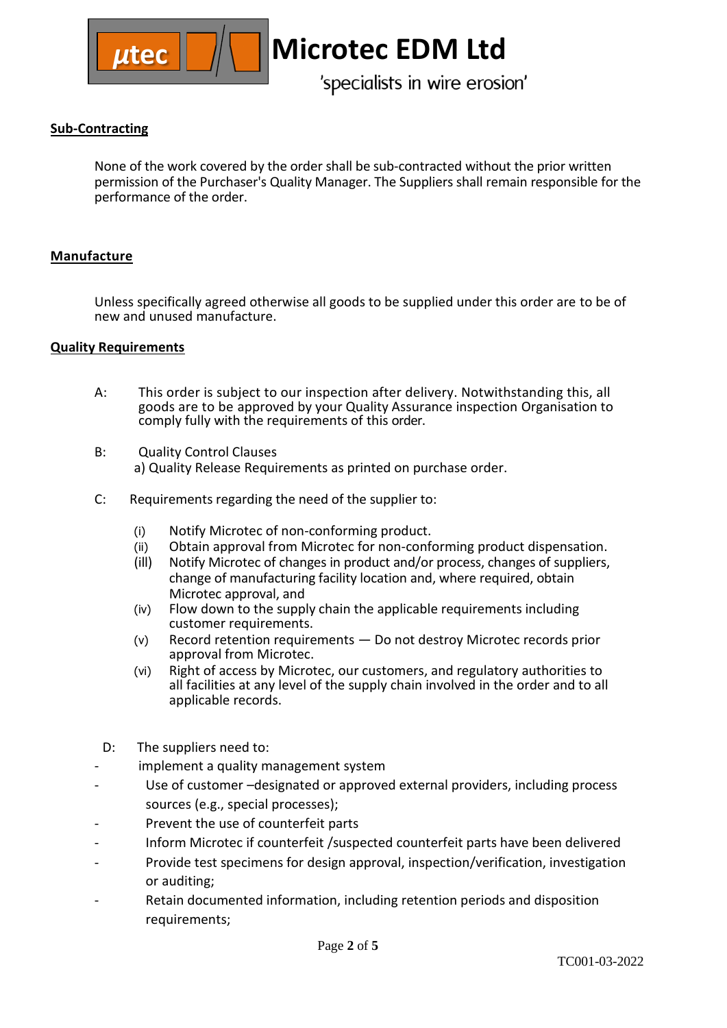## Sub-Contracting

None of the work covered by the order shall be sub-contracted without the prior written permission of the Purchaser's Quality Manager. The Suppliers shall remain responsible for the performance of the order.

## Manufacture

Unless specifically agreed otherwise all goods to be supplied under this order are to be of new and unused manufacture.

## Quality Requirements

A: This order is subject to our inspection after delivery. Notwithstanding this, all goods are to be approved by your Quality Assurance inspection Organisation to comply fully with the requirements of this order.

B: Quality Control Clauses
a) Quality Release Requirements as printed on purchase order.

C: Requirements regarding the need of the supplier to:

(i) Notify Microtec of non-conforming product.
(ii) Obtain approval from Microtec for non-conforming product dispensation.
(ill) Notify Microtec of changes in product and/or process, changes of suppliers, change of manufacturing facility location and, where required, obtain Microtec approval, and
(iv) Flow down to the supply chain the applicable requirements including customer requirements.
(v) Record retention requirements — Do not destroy Microtec records prior approval from Microtec.
(vi) Right of access by Microtec, our customers, and regulatory authorities to all facilities at any level of the supply chain involved in the order and to all applicable records.

D: The suppliers need to:

- implement a quality management system
- Use of customer –designated or approved external providers, including process sources (e.g., special processes);
- Prevent the use of counterfeit parts
- Inform Microtec if counterfeit /suspected counterfeit parts have been delivered
- Provide test specimens for design approval, inspection/verification, investigation or auditing;
- Retain documented information, including retention periods and disposition requirements;

TC001-03-2022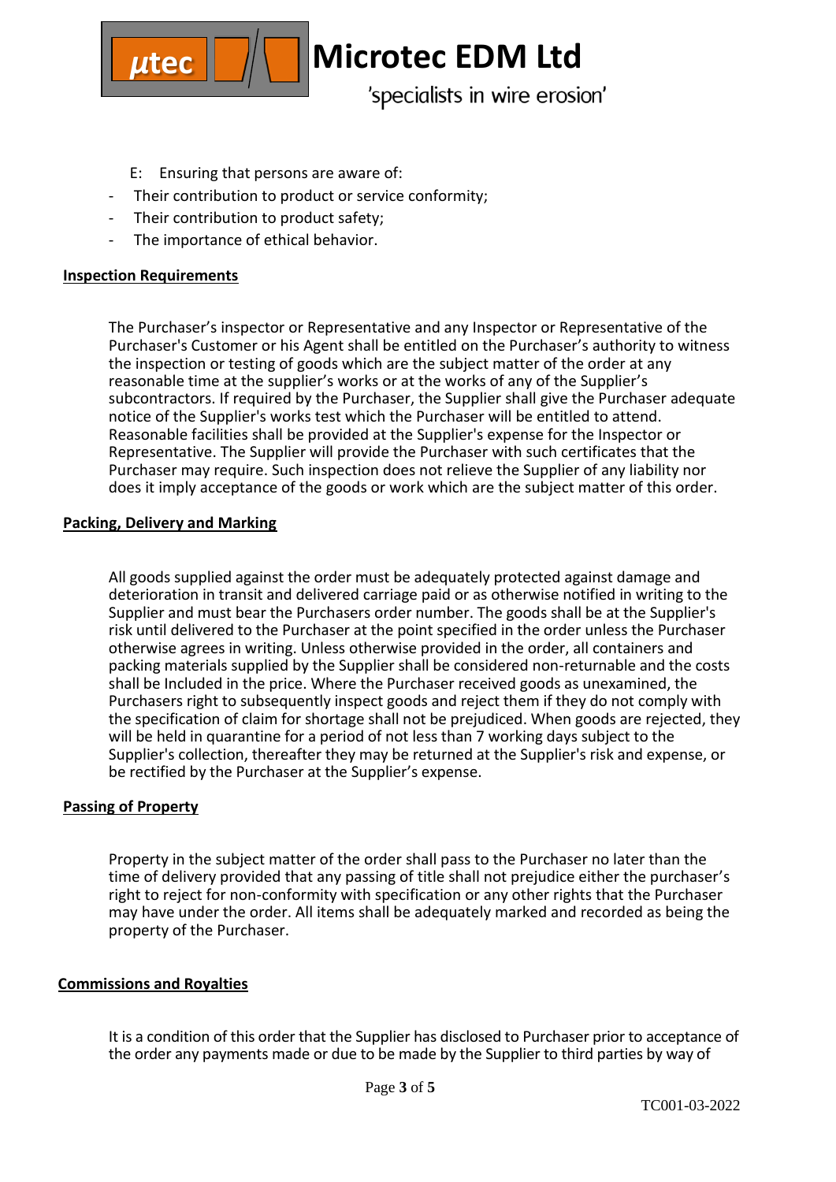E: Ensuring that persons are aware of:

- Their contribution to product or service conformity;
- Their contribution to product safety;
- The importance of ethical behavior.

**Inspection Requirements**

The Purchaser's inspector or Representative and any Inspector or Representative of the Purchaser's Customer or his Agent shall be entitled on the Purchaser's authority to witness the inspection or testing of goods which are the subject matter of the order at any reasonable time at the supplier's works or at the works of any of the Supplier's subcontractors. If required by the Purchaser, the Supplier shall give the Purchaser adequate notice of the Supplier's works test which the Purchaser will be entitled to attend. Reasonable facilities shall be provided at the Supplier's expense for the Inspector or Representative. The Supplier will provide the Purchaser with such certificates that the Purchaser may require. Such inspection does not relieve the Supplier of any liability nor does it imply acceptance of the goods or work which are the subject matter of this order.

**Packing, Delivery and Marking**

All goods supplied against the order must be adequately protected against damage and deterioration in transit and delivered carriage paid or as otherwise notified in writing to the Supplier and must bear the Purchasers order number. The goods shall be at the Supplier's risk until delivered to the Purchaser at the point specified in the order unless the Purchaser otherwise agrees in writing. Unless otherwise provided in the order, all containers and packing materials supplied by the Supplier shall be considered non-returnable and the costs shall be Included in the price. Where the Purchaser received goods as unexamined, the Purchasers right to subsequently inspect goods and reject them if they do not comply with the specification of claim for shortage shall not be prejudiced. When goods are rejected, they will be held in quarantine for a period of not less than 7 working days subject to the Supplier's collection, thereafter they may be returned at the Supplier's risk and expense, or be rectified by the Purchaser at the Supplier's expense.

**Passing of Property**

Property in the subject matter of the order shall pass to the Purchaser no later than the time of delivery provided that any passing of title shall not prejudice either the purchaser's right to reject for non-conformity with specification or any other rights that the Purchaser may have under the order. All items shall be adequately marked and recorded as being the property of the Purchaser.

**Commissions and Royalties**

It is a condition of this order that the Supplier has disclosed to Purchaser prior to acceptance of the order any payments made or due to be made by the Supplier to third parties by way of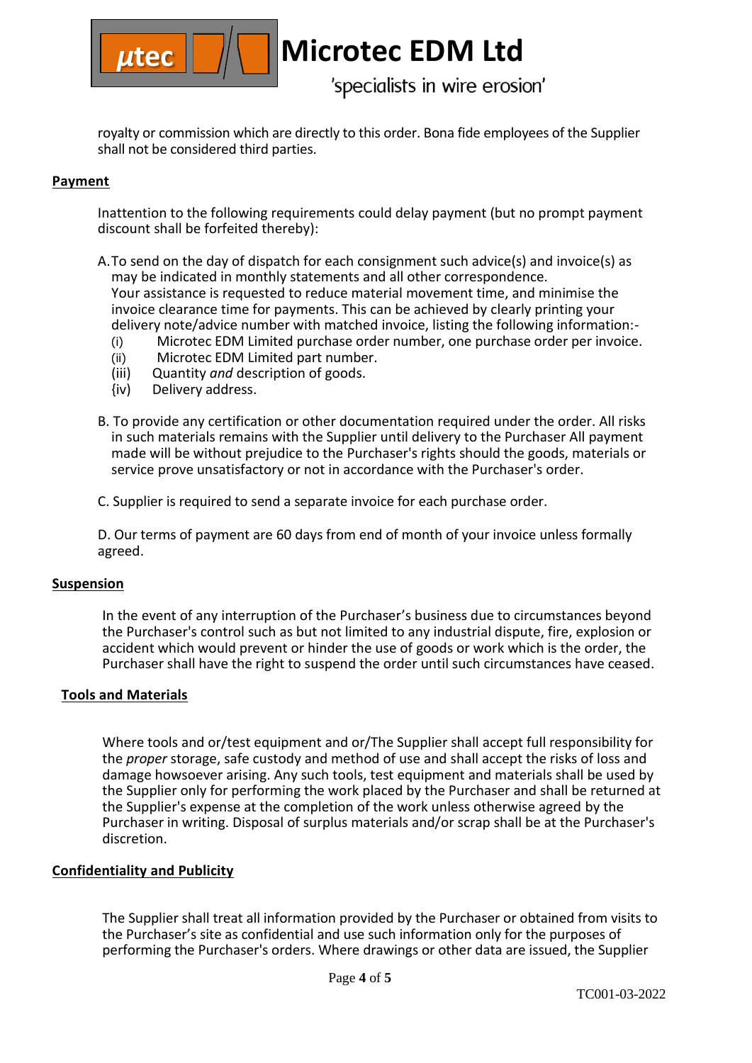royalty or commission which are directly to this order. Bona fide employees of the Supplier shall not be considered third parties.

**Payment**

Inattention to the following requirements could delay payment (but no prompt payment discount shall be forfeited thereby):

A. To send on the day of dispatch for each consignment such advice(s) and invoice(s) as may be indicated in monthly statements and all other correspondence.
Your assistance is requested to reduce material movement time, and minimise the invoice clearance time for payments. This can be achieved by clearly printing your delivery note/advice number with matched invoice, listing the following information:-
(i) Microtec EDM Limited purchase order number, one purchase order per invoice.
(ii) Microtec EDM Limited part number.
(iii) Quantity *and* description of goods.
{iv) Delivery address.

B. To provide any certification or other documentation required under the order. All risks in such materials remains with the Supplier until delivery to the Purchaser All payment made will be without prejudice to the Purchaser's rights should the goods, materials or service prove unsatisfactory or not in accordance with the Purchaser's order.

C. Supplier is required to send a separate invoice for each purchase order.

D. Our terms of payment are 60 days from end of month of your invoice unless formally agreed.

**Suspension**

In the event of any interruption of the Purchaser's business due to circumstances beyond the Purchaser's control such as but not limited to any industrial dispute, fire, explosion or accident which would prevent or hinder the use of goods or work which is the order, the Purchaser shall have the right to suspend the order until such circumstances have ceased.

**Tools and Materials**

Where tools and or/test equipment and or/The Supplier shall accept full responsibility for the *proper* storage, safe custody and method of use and shall accept the risks of loss and damage howsoever arising. Any such tools, test equipment and materials shall be used by the Supplier only for performing the work placed by the Purchaser and shall be returned at the Supplier's expense at the completion of the work unless otherwise agreed by the Purchaser in writing. Disposal of surplus materials and/or scrap shall be at the Purchaser's discretion.

**Confidentiality and Publicity**

The Supplier shall treat all information provided by the Purchaser or obtained from visits to the Purchaser's site as confidential and use such information only for the purposes of performing the Purchaser's orders. Where drawings or other data are issued, the Supplier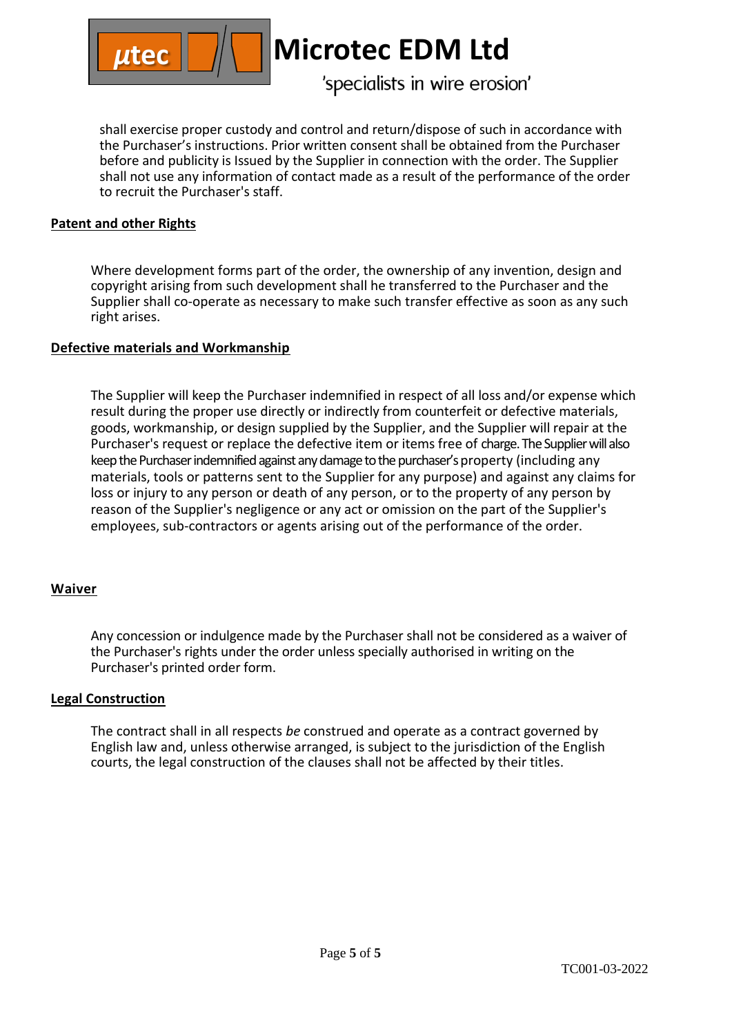shall exercise proper custody and control and return/dispose of such in accordance with the Purchaser's instructions. Prior written consent shall be obtained from the Purchaser before and publicity is Issued by the Supplier in connection with the order. The Supplier shall not use any information of contact made as a result of the performance of the order to recruit the Purchaser's staff.

**Patent and other Rights**

Where development forms part of the order, the ownership of any invention, design and copyright arising from such development shall he transferred to the Purchaser and the Supplier shall co-operate as necessary to make such transfer effective as soon as any such right arises.

**Defective materials and Workmanship**

The Supplier will keep the Purchaser indemnified in respect of all loss and/or expense which result during the proper use directly or indirectly from counterfeit or defective materials, goods, workmanship, or design supplied by the Supplier, and the Supplier will repair at the Purchaser's request or replace the defective item or items free of charge. The Supplier will also keep the Purchaser indemnified against any damage to the purchaser's property (including any materials, tools or patterns sent to the Supplier for any purpose) and against any claims for loss or injury to any person or death of any person, or to the property of any person by reason of the Supplier's negligence or any act or omission on the part of the Supplier's employees, sub-contractors or agents arising out of the performance of the order.

**Waiver**

Any concession or indulgence made by the Purchaser shall not be considered as a waiver of the Purchaser's rights under the order unless specially authorised in writing on the Purchaser's printed order form.

**Legal Construction**

The contract shall in all respects *be* construed and operate as a contract governed by English law and, unless otherwise arranged, is subject to the jurisdiction of the English courts, the legal construction of the clauses shall not be affected by their titles.